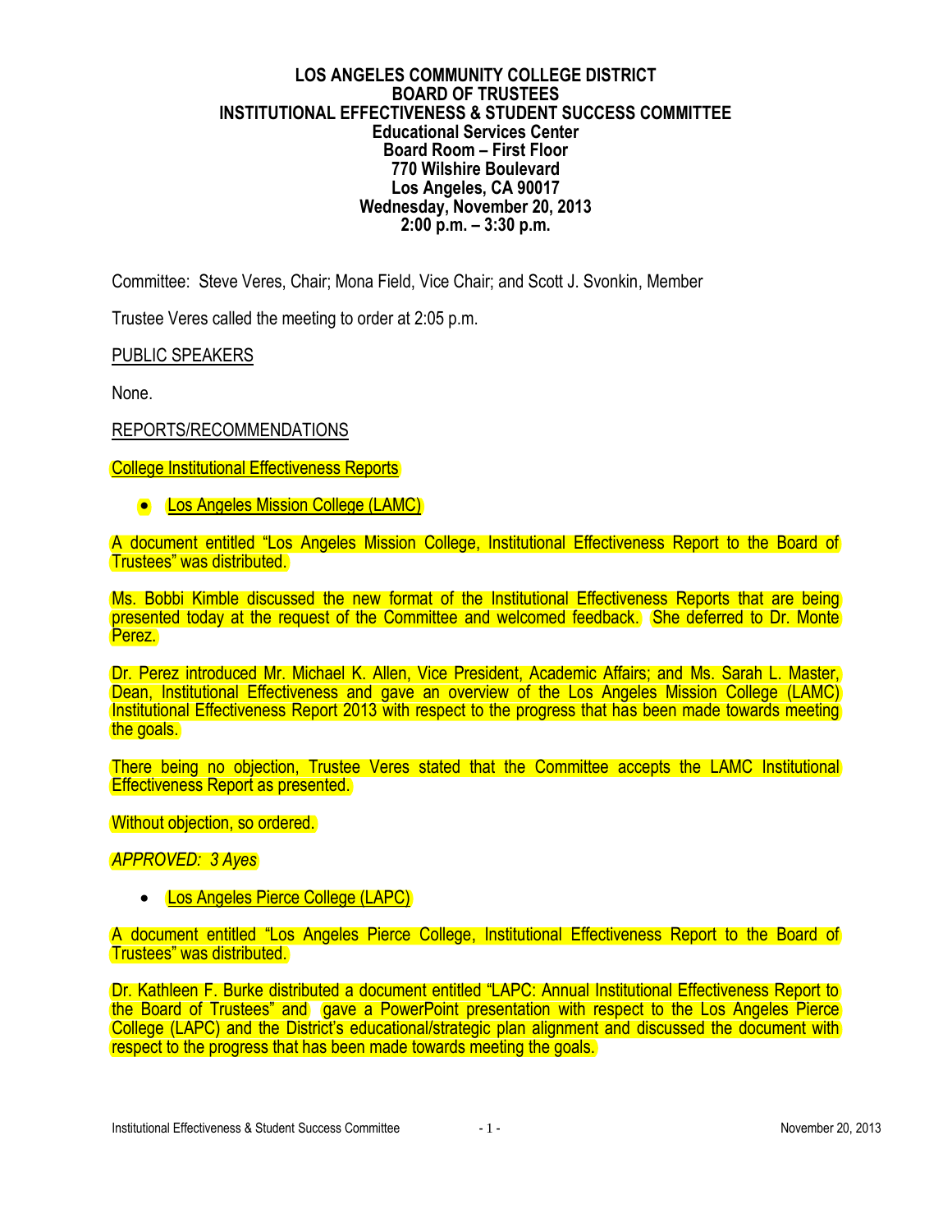**LOS ANGELES COMMUNITY COLLEGE DISTRICT**
**BOARD OF TRUSTEES**
**INSTITUTIONAL EFFECTIVENESS & STUDENT SUCCESS COMMITTEE**
**Educational Services Center**
**Board Room – First Floor**
**770 Wilshire Boulevard**
**Los Angeles, CA 90017**
**Wednesday, November 20, 2013**
**2:00 p.m. – 3:30 p.m.**

Committee: Steve Veres, Chair; Mona Field, Vice Chair; and Scott J. Svonkin, Member

Trustee Veres called the meeting to order at 2:05 p.m.

PUBLIC SPEAKERS

None.

REPORTS/RECOMMENDATIONS

College Institutional Effectiveness Reports

- Los Angeles Mission College (LAMC)

A document entitled "Los Angeles Mission College, Institutional Effectiveness Report to the Board of Trustees" was distributed.

Ms. Bobbi Kimble discussed the new format of the Institutional Effectiveness Reports that are being presented today at the request of the Committee and welcomed feedback. She deferred to Dr. Monte Perez.

Dr. Perez introduced Mr. Michael K. Allen, Vice President, Academic Affairs; and Ms. Sarah L. Master, Dean, Institutional Effectiveness and gave an overview of the Los Angeles Mission College (LAMC) Institutional Effectiveness Report 2013 with respect to the progress that has been made towards meeting the goals.

There being no objection, Trustee Veres stated that the Committee accepts the LAMC Institutional Effectiveness Report as presented.

Without objection, so ordered.

*APPROVED: 3 Ayes*

- Los Angeles Pierce College (LAPC)

A document entitled "Los Angeles Pierce College, Institutional Effectiveness Report to the Board of Trustees" was distributed.

Dr. Kathleen F. Burke distributed a document entitled "LAPC: Annual Institutional Effectiveness Report to the Board of Trustees" and gave a PowerPoint presentation with respect to the Los Angeles Pierce College (LAPC) and the District's educational/strategic plan alignment and discussed the document with respect to the progress that has been made towards meeting the goals.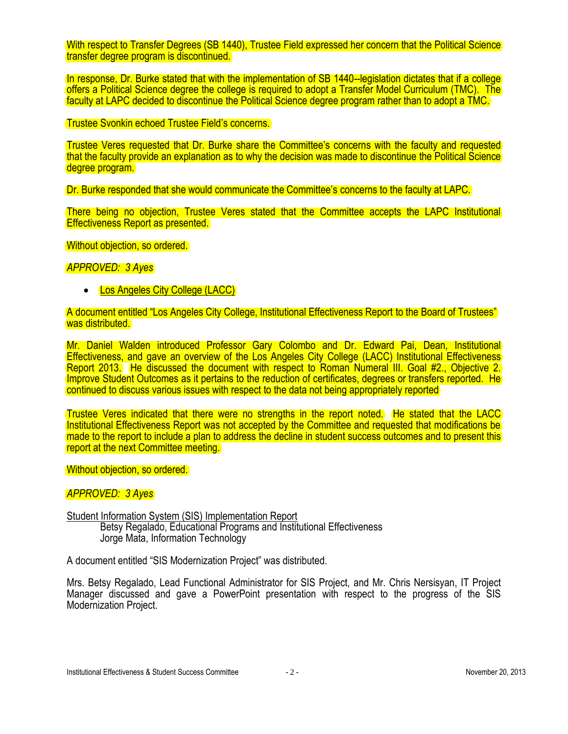With respect to Transfer Degrees (SB 1440), Trustee Field expressed her concern that the Political Science transfer degree program is discontinued.

In response, Dr. Burke stated that with the implementation of SB 1440--legislation dictates that if a college offers a Political Science degree the college is required to adopt a Transfer Model Curriculum (TMC). The faculty at LAPC decided to discontinue the Political Science degree program rather than to adopt a TMC.

Trustee Svonkin echoed Trustee Field's concerns.

Trustee Veres requested that Dr. Burke share the Committee's concerns with the faculty and requested that the faculty provide an explanation as to why the decision was made to discontinue the Political Science degree program.

Dr. Burke responded that she would communicate the Committee's concerns to the faculty at LAPC.

There being no objection, Trustee Veres stated that the Committee accepts the LAPC Institutional Effectiveness Report as presented.

Without objection, so ordered.

*APPROVED: 3 Ayes*

- <u>Los Angeles City College (LACC)</u>

A document entitled "Los Angeles City College, Institutional Effectiveness Report to the Board of Trustees" was distributed.

Mr. Daniel Walden introduced Professor Gary Colombo and Dr. Edward Pai, Dean, Institutional Effectiveness, and gave an overview of the Los Angeles City College (LACC) Institutional Effectiveness Report 2013. He discussed the document with respect to Roman Numeral III. Goal #2., Objective 2. Improve Student Outcomes as it pertains to the reduction of certificates, degrees or transfers reported. He continued to discuss various issues with respect to the data not being appropriately reported

Trustee Veres indicated that there were no strengths in the report noted. He stated that the LACC Institutional Effectiveness Report was not accepted by the Committee and requested that modifications be made to the report to include a plan to address the decline in student success outcomes and to present this report at the next Committee meeting.

Without objection, so ordered.

*APPROVED: 3 Ayes*

<u>Student Information System (SIS) Implementation Report</u>

Betsy Regalado, Educational Programs and Institutional Effectiveness
Jorge Mata, Information Technology

A document entitled "SIS Modernization Project" was distributed.

Mrs. Betsy Regalado, Lead Functional Administrator for SIS Project, and Mr. Chris Nersisyan, IT Project Manager discussed and gave a PowerPoint presentation with respect to the progress of the SIS Modernization Project.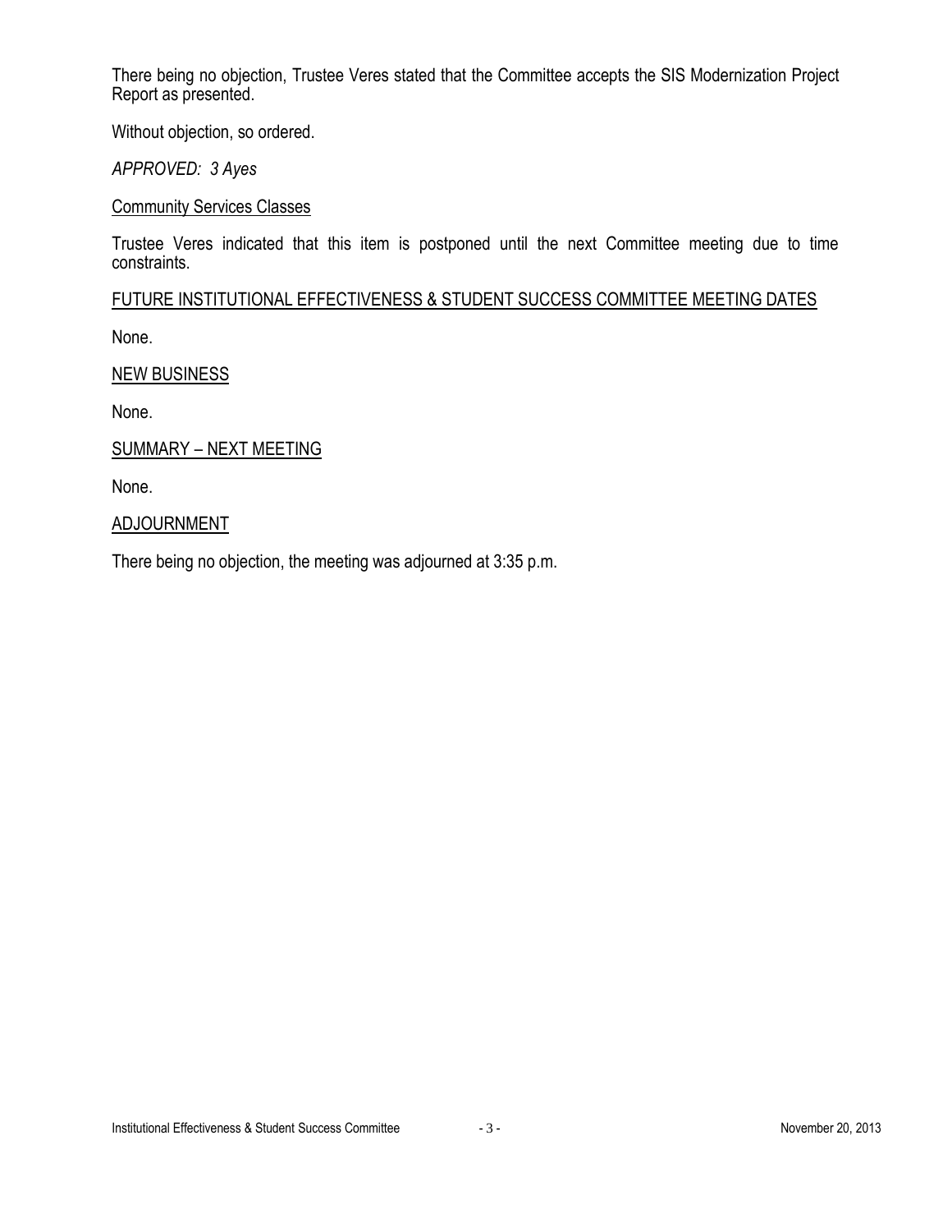There being no objection, Trustee Veres stated that the Committee accepts the SIS Modernization Project Report as presented.

Without objection, so ordered.

*APPROVED: 3 Ayes*

Community Services Classes

Trustee Veres indicated that this item is postponed until the next Committee meeting due to time constraints.

## FUTURE INSTITUTIONAL EFFECTIVENESS & STUDENT SUCCESS COMMITTEE MEETING DATES

None.

## NEW BUSINESS

None.

## SUMMARY – NEXT MEETING

None.

## ADJOURNMENT

There being no objection, the meeting was adjourned at 3:35 p.m.